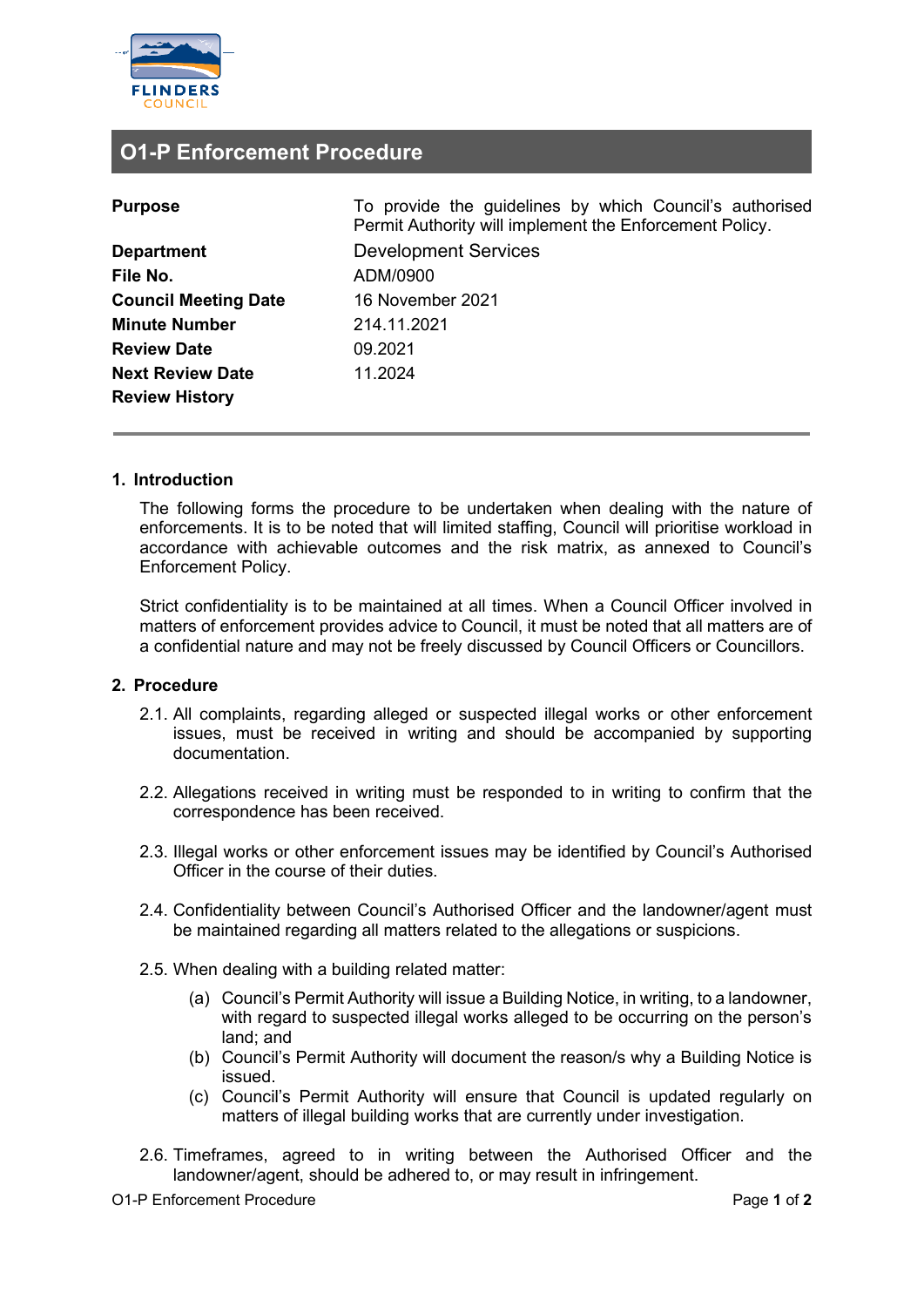# O1-P Enforcement Procedure

| | |
|---|---|
| **Purpose** | To provide the guidelines by which Council's authorised Permit Authority will implement the Enforcement Policy. |
| **Department** | Development Services |
| **File No.** | ADM/0900 |
| **Council Meeting Date** | 16 November 2021 |
| **Minute Number** | 214.11.2021 |
| **Review Date** | 09.2021 |
| **Next Review Date** | 11.2024 |
| **Review History** | |

## 1. Introduction

The following forms the procedure to be undertaken when dealing with the nature of enforcements. It is to be noted that will limited staffing, Council will prioritise workload in accordance with achievable outcomes and the risk matrix, as annexed to Council's Enforcement Policy.

Strict confidentiality is to be maintained at all times. When a Council Officer involved in matters of enforcement provides advice to Council, it must be noted that all matters are of a confidential nature and may not be freely discussed by Council Officers or Councillors.

## 2. Procedure

2.1. All complaints, regarding alleged or suspected illegal works or other enforcement issues, must be received in writing and should be accompanied by supporting documentation.

2.2. Allegations received in writing must be responded to in writing to confirm that the correspondence has been received.

2.3. Illegal works or other enforcement issues may be identified by Council's Authorised Officer in the course of their duties.

2.4. Confidentiality between Council's Authorised Officer and the landowner/agent must be maintained regarding all matters related to the allegations or suspicions.

2.5. When dealing with a building related matter:

- (a) Council's Permit Authority will issue a Building Notice, in writing, to a landowner, with regard to suspected illegal works alleged to be occurring on the person's land; and
- (b) Council's Permit Authority will document the reason/s why a Building Notice is issued.
- (c) Council's Permit Authority will ensure that Council is updated regularly on matters of illegal building works that are currently under investigation.

2.6. Timeframes, agreed to in writing between the Authorised Officer and the landowner/agent, should be adhered to, or may result in infringement.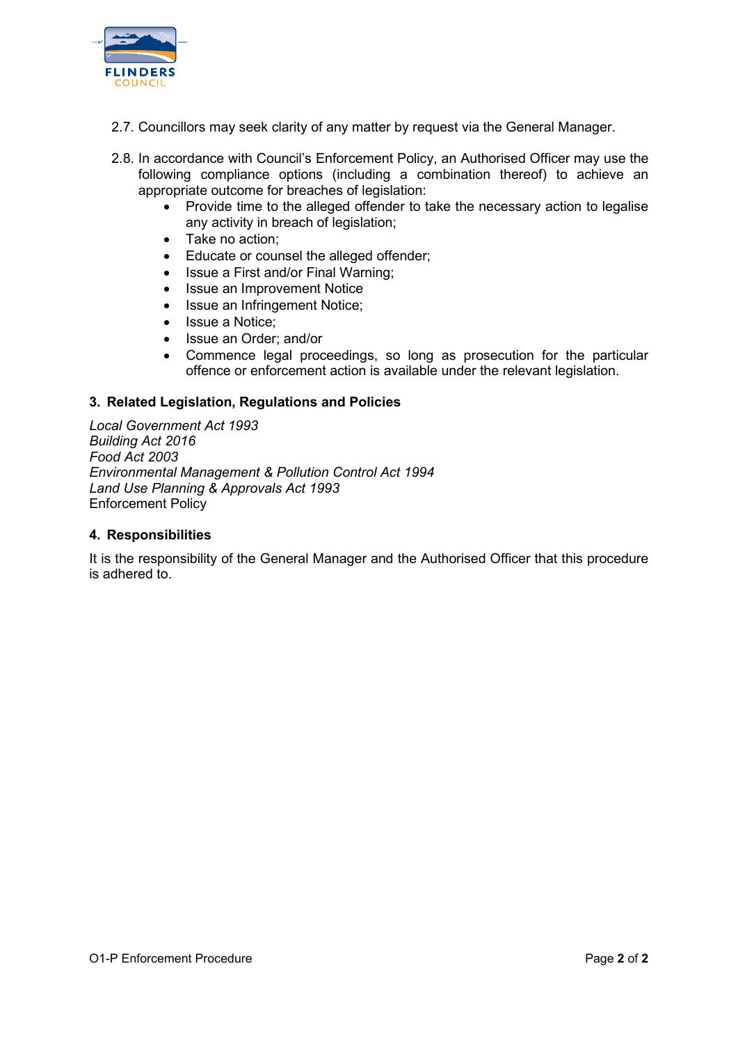2.7. Councillors may seek clarity of any matter by request via the General Manager.

2.8. In accordance with Council's Enforcement Policy, an Authorised Officer may use the following compliance options (including a combination thereof) to achieve an appropriate outcome for breaches of legislation:

- Provide time to the alleged offender to take the necessary action to legalise any activity in breach of legislation;
- Take no action;
- Educate or counsel the alleged offender;
- Issue a First and/or Final Warning;
- Issue an Improvement Notice
- Issue an Infringement Notice;
- Issue a Notice;
- Issue an Order; and/or
- Commence legal proceedings, so long as prosecution for the particular offence or enforcement action is available under the relevant legislation.

### 3. Related Legislation, Regulations and Policies

*Local Government Act 1993*
*Building Act 2016*
*Food Act 2003*
*Environmental Management & Pollution Control Act 1994*
*Land Use Planning & Approvals Act 1993*
Enforcement Policy

### 4. Responsibilities

It is the responsibility of the General Manager and the Authorised Officer that this procedure is adhered to.